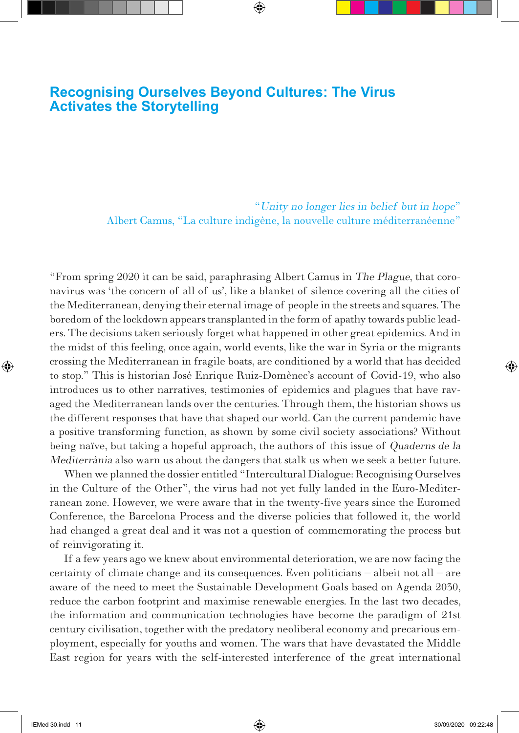# Recognising Ourselves Beyond Cultures: The Virus Activates the Storytelling

> "*Unity no longer lies in belief but in hope*"
> Albert Camus, "La culture indigène, la nouvelle culture méditerranéenne"

"From spring 2020 it can be said, paraphrasing Albert Camus in *The Plague*, that coronavirus was 'the concern of all of us', like a blanket of silence covering all the cities of the Mediterranean, denying their eternal image of people in the streets and squares. The boredom of the lockdown appears transplanted in the form of apathy towards public leaders. The decisions taken seriously forget what happened in other great epidemics. And in the midst of this feeling, once again, world events, like the war in Syria or the migrants crossing the Mediterranean in fragile boats, are conditioned by a world that has decided to stop." This is historian José Enrique Ruiz-Domènec's account of Covid-19, who also introduces us to other narratives, testimonies of epidemics and plagues that have ravaged the Mediterranean lands over the centuries. Through them, the historian shows us the different responses that have that shaped our world. Can the current pandemic have a positive transforming function, as shown by some civil society associations? Without being naïve, but taking a hopeful approach, the authors of this issue of *Quaderns de la Mediterrània* also warn us about the dangers that stalk us when we seek a better future.

When we planned the dossier entitled "Intercultural Dialogue: Recognising Ourselves in the Culture of the Other", the virus had not yet fully landed in the Euro-Mediterranean zone. However, we were aware that in the twenty-five years since the Euromed Conference, the Barcelona Process and the diverse policies that followed it, the world had changed a great deal and it was not a question of commemorating the process but of reinvigorating it.

If a few years ago we knew about environmental deterioration, we are now facing the certainty of climate change and its consequences. Even politicians – albeit not all – are aware of the need to meet the Sustainable Development Goals based on Agenda 2030, reduce the carbon footprint and maximise renewable energies. In the last two decades, the information and communication technologies have become the paradigm of 21st century civilisation, together with the predatory neoliberal economy and precarious employment, especially for youths and women. The wars that have devastated the Middle East region for years with the self-interested interference of the great international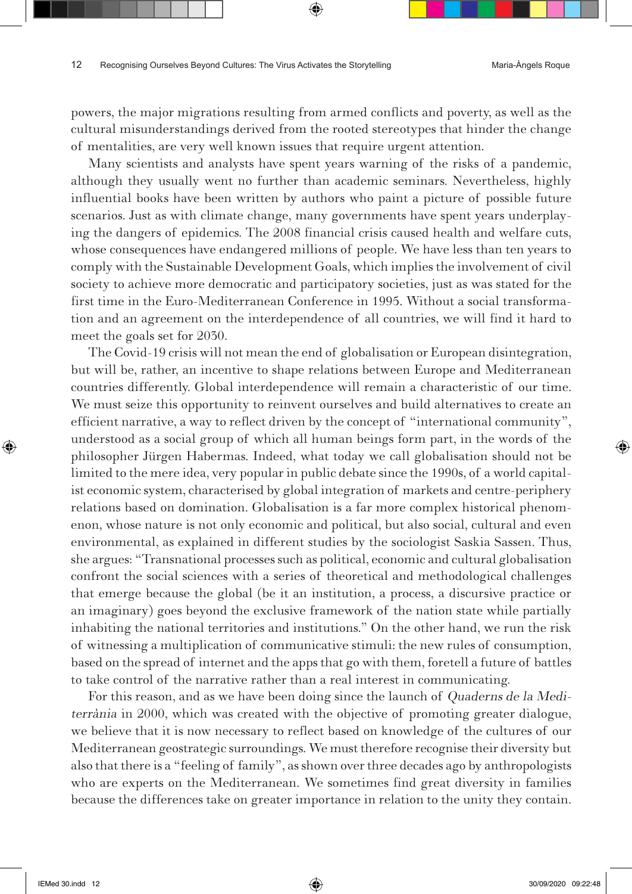powers, the major migrations resulting from armed conflicts and poverty, as well as the cultural misunderstandings derived from the rooted stereotypes that hinder the change of mentalities, are very well known issues that require urgent attention.

Many scientists and analysts have spent years warning of the risks of a pandemic, although they usually went no further than academic seminars. Nevertheless, highly influential books have been written by authors who paint a picture of possible future scenarios. Just as with climate change, many governments have spent years underplaying the dangers of epidemics. The 2008 financial crisis caused health and welfare cuts, whose consequences have endangered millions of people. We have less than ten years to comply with the Sustainable Development Goals, which implies the involvement of civil society to achieve more democratic and participatory societies, just as was stated for the first time in the Euro-Mediterranean Conference in 1995. Without a social transformation and an agreement on the interdependence of all countries, we will find it hard to meet the goals set for 2030.

The Covid-19 crisis will not mean the end of globalisation or European disintegration, but will be, rather, an incentive to shape relations between Europe and Mediterranean countries differently. Global interdependence will remain a characteristic of our time. We must seize this opportunity to reinvent ourselves and build alternatives to create an efficient narrative, a way to reflect driven by the concept of "international community", understood as a social group of which all human beings form part, in the words of the philosopher Jürgen Habermas. Indeed, what today we call globalisation should not be limited to the mere idea, very popular in public debate since the 1990s, of a world capitalist economic system, characterised by global integration of markets and centre-periphery relations based on domination. Globalisation is a far more complex historical phenomenon, whose nature is not only economic and political, but also social, cultural and even environmental, as explained in different studies by the sociologist Saskia Sassen. Thus, she argues: "Transnational processes such as political, economic and cultural globalisation confront the social sciences with a series of theoretical and methodological challenges that emerge because the global (be it an institution, a process, a discursive practice or an imaginary) goes beyond the exclusive framework of the nation state while partially inhabiting the national territories and institutions." On the other hand, we run the risk of witnessing a multiplication of communicative stimuli: the new rules of consumption, based on the spread of internet and the apps that go with them, foretell a future of battles to take control of the narrative rather than a real interest in communicating.

For this reason, and as we have been doing since the launch of *Quaderns de la Mediterrània* in 2000, which was created with the objective of promoting greater dialogue, we believe that it is now necessary to reflect based on knowledge of the cultures of our Mediterranean geostrategic surroundings. We must therefore recognise their diversity but also that there is a "feeling of family", as shown over three decades ago by anthropologists who are experts on the Mediterranean. We sometimes find great diversity in families because the differences take on greater importance in relation to the unity they contain.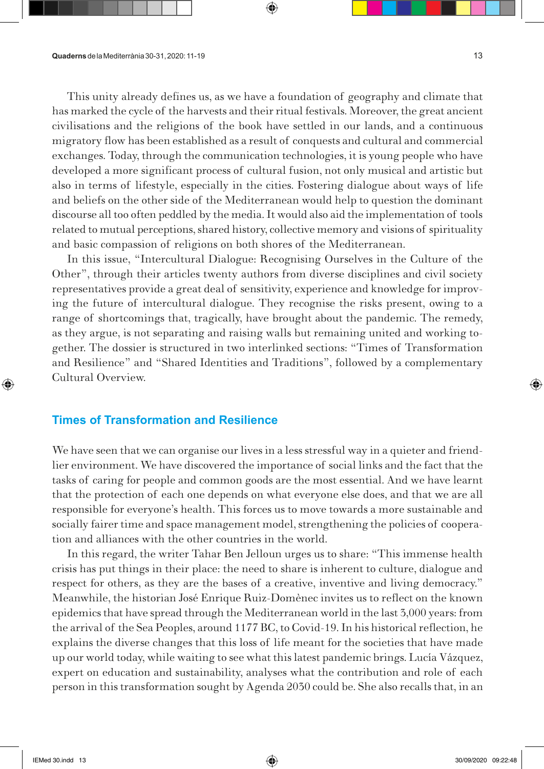This unity already defines us, as we have a foundation of geography and climate that has marked the cycle of the harvests and their ritual festivals. Moreover, the great ancient civilisations and the religions of the book have settled in our lands, and a continuous migratory flow has been established as a result of conquests and cultural and commercial exchanges. Today, through the communication technologies, it is young people who have developed a more significant process of cultural fusion, not only musical and artistic but also in terms of lifestyle, especially in the cities. Fostering dialogue about ways of life and beliefs on the other side of the Mediterranean would help to question the dominant discourse all too often peddled by the media. It would also aid the implementation of tools related to mutual perceptions, shared history, collective memory and visions of spirituality and basic compassion of religions on both shores of the Mediterranean.

In this issue, "Intercultural Dialogue: Recognising Ourselves in the Culture of the Other", through their articles twenty authors from diverse disciplines and civil society representatives provide a great deal of sensitivity, experience and knowledge for improving the future of intercultural dialogue. They recognise the risks present, owing to a range of shortcomings that, tragically, have brought about the pandemic. The remedy, as they argue, is not separating and raising walls but remaining united and working together. The dossier is structured in two interlinked sections: "Times of Transformation and Resilience" and "Shared Identities and Traditions", followed by a complementary Cultural Overview.

## Times of Transformation and Resilience

We have seen that we can organise our lives in a less stressful way in a quieter and friendlier environment. We have discovered the importance of social links and the fact that the tasks of caring for people and common goods are the most essential. And we have learnt that the protection of each one depends on what everyone else does, and that we are all responsible for everyone's health. This forces us to move towards a more sustainable and socially fairer time and space management model, strengthening the policies of cooperation and alliances with the other countries in the world.

In this regard, the writer Tahar Ben Jelloun urges us to share: "This immense health crisis has put things in their place: the need to share is inherent to culture, dialogue and respect for others, as they are the bases of a creative, inventive and living democracy." Meanwhile, the historian José Enrique Ruiz-Domènec invites us to reflect on the known epidemics that have spread through the Mediterranean world in the last 3,000 years: from the arrival of the Sea Peoples, around 1177 BC, to Covid-19. In his historical reflection, he explains the diverse changes that this loss of life meant for the societies that have made up our world today, while waiting to see what this latest pandemic brings. Lucía Vázquez, expert on education and sustainability, analyses what the contribution and role of each person in this transformation sought by Agenda 2030 could be. She also recalls that, in an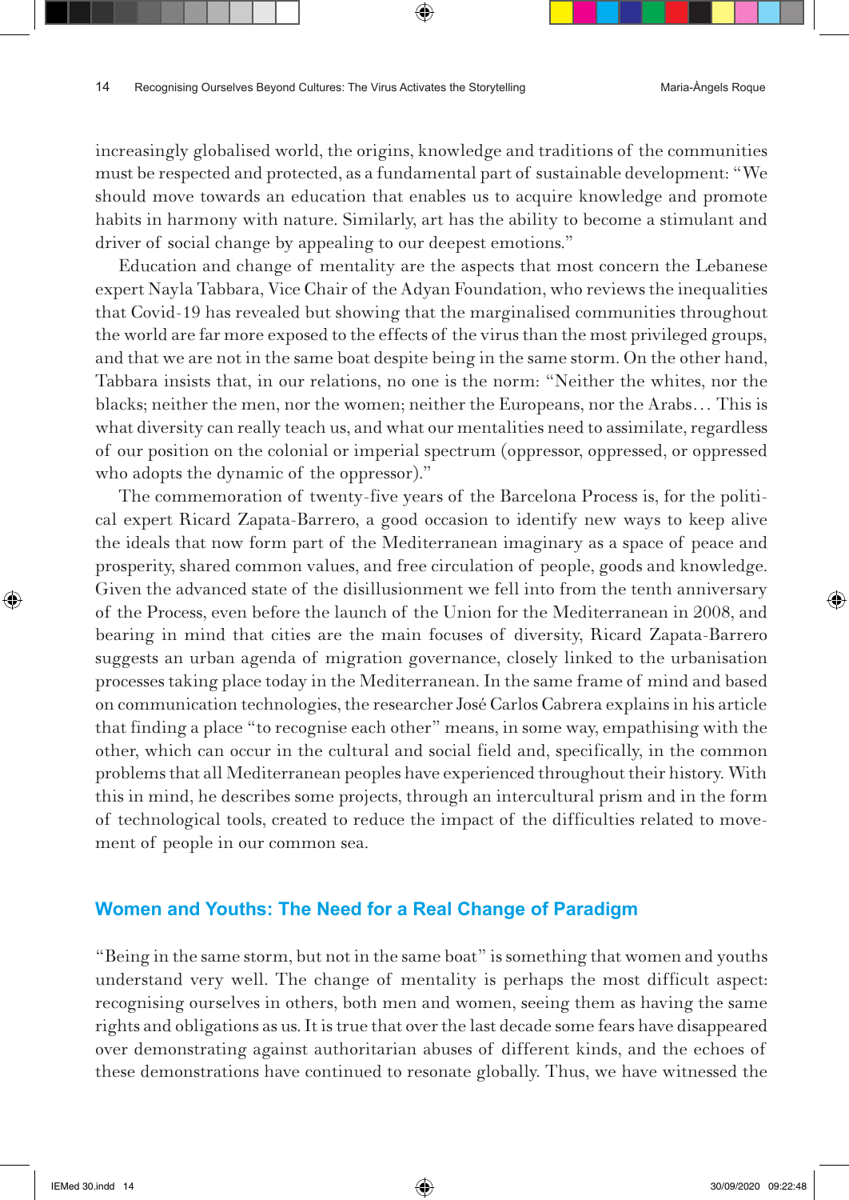increasingly globalised world, the origins, knowledge and traditions of the communities must be respected and protected, as a fundamental part of sustainable development: "We should move towards an education that enables us to acquire knowledge and promote habits in harmony with nature. Similarly, art has the ability to become a stimulant and driver of social change by appealing to our deepest emotions."

Education and change of mentality are the aspects that most concern the Lebanese expert Nayla Tabbara, Vice Chair of the Adyan Foundation, who reviews the inequalities that Covid-19 has revealed but showing that the marginalised communities throughout the world are far more exposed to the effects of the virus than the most privileged groups, and that we are not in the same boat despite being in the same storm. On the other hand, Tabbara insists that, in our relations, no one is the norm: "Neither the whites, nor the blacks; neither the men, nor the women; neither the Europeans, nor the Arabs… This is what diversity can really teach us, and what our mentalities need to assimilate, regardless of our position on the colonial or imperial spectrum (oppressor, oppressed, or oppressed who adopts the dynamic of the oppressor)."

The commemoration of twenty-five years of the Barcelona Process is, for the political expert Ricard Zapata-Barrero, a good occasion to identify new ways to keep alive the ideals that now form part of the Mediterranean imaginary as a space of peace and prosperity, shared common values, and free circulation of people, goods and knowledge. Given the advanced state of the disillusionment we fell into from the tenth anniversary of the Process, even before the launch of the Union for the Mediterranean in 2008, and bearing in mind that cities are the main focuses of diversity, Ricard Zapata-Barrero suggests an urban agenda of migration governance, closely linked to the urbanisation processes taking place today in the Mediterranean. In the same frame of mind and based on communication technologies, the researcher José Carlos Cabrera explains in his article that finding a place "to recognise each other" means, in some way, empathising with the other, which can occur in the cultural and social field and, specifically, in the common problems that all Mediterranean peoples have experienced throughout their history. With this in mind, he describes some projects, through an intercultural prism and in the form of technological tools, created to reduce the impact of the difficulties related to movement of people in our common sea.

## Women and Youths: The Need for a Real Change of Paradigm

"Being in the same storm, but not in the same boat" is something that women and youths understand very well. The change of mentality is perhaps the most difficult aspect: recognising ourselves in others, both men and women, seeing them as having the same rights and obligations as us. It is true that over the last decade some fears have disappeared over demonstrating against authoritarian abuses of different kinds, and the echoes of these demonstrations have continued to resonate globally. Thus, we have witnessed the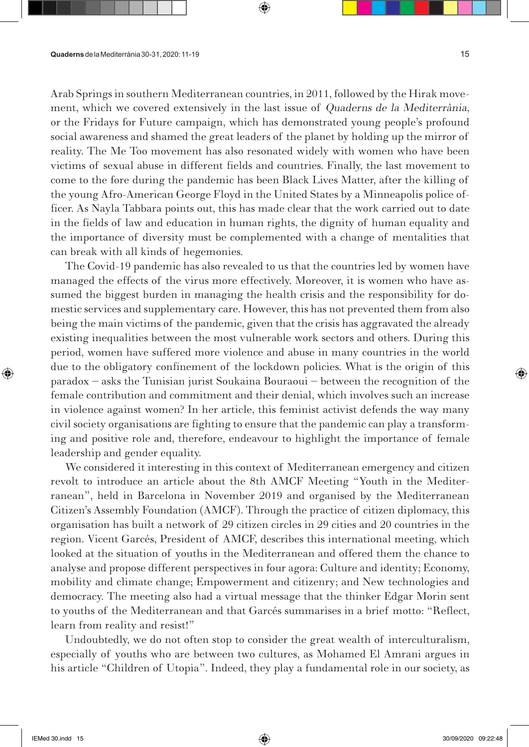Arab Springs in southern Mediterranean countries, in 2011, followed by the Hirak movement, which we covered extensively in the last issue of *Quaderns de la Mediterrània*, or the Fridays for Future campaign, which has demonstrated young people's profound social awareness and shamed the great leaders of the planet by holding up the mirror of reality. The Me Too movement has also resonated widely with women who have been victims of sexual abuse in different fields and countries. Finally, the last movement to come to the fore during the pandemic has been Black Lives Matter, after the killing of the young Afro-American George Floyd in the United States by a Minneapolis police officer. As Nayla Tabbara points out, this has made clear that the work carried out to date in the fields of law and education in human rights, the dignity of human equality and the importance of diversity must be complemented with a change of mentalities that can break with all kinds of hegemonies.

The Covid-19 pandemic has also revealed to us that the countries led by women have managed the effects of the virus more effectively. Moreover, it is women who have assumed the biggest burden in managing the health crisis and the responsibility for domestic services and supplementary care. However, this has not prevented them from also being the main victims of the pandemic, given that the crisis has aggravated the already existing inequalities between the most vulnerable work sectors and others. During this period, women have suffered more violence and abuse in many countries in the world due to the obligatory confinement of the lockdown policies. What is the origin of this paradox – asks the Tunisian jurist Soukaina Bouraoui – between the recognition of the female contribution and commitment and their denial, which involves such an increase in violence against women? In her article, this feminist activist defends the way many civil society organisations are fighting to ensure that the pandemic can play a transforming and positive role and, therefore, endeavour to highlight the importance of female leadership and gender equality.

We considered it interesting in this context of Mediterranean emergency and citizen revolt to introduce an article about the 8th AMCF Meeting "Youth in the Mediterranean", held in Barcelona in November 2019 and organised by the Mediterranean Citizen's Assembly Foundation (AMCF). Through the practice of citizen diplomacy, this organisation has built a network of 29 citizen circles in 29 cities and 20 countries in the region. Vicent Garcés, President of AMCF, describes this international meeting, which looked at the situation of youths in the Mediterranean and offered them the chance to analyse and propose different perspectives in four agora: Culture and identity; Economy, mobility and climate change; Empowerment and citizenry; and New technologies and democracy. The meeting also had a virtual message that the thinker Edgar Morin sent to youths of the Mediterranean and that Garcés summarises in a brief motto: "Reflect, learn from reality and resist!"

Undoubtedly, we do not often stop to consider the great wealth of interculturalism, especially of youths who are between two cultures, as Mohamed El Amrani argues in his article "Children of Utopia". Indeed, they play a fundamental role in our society, as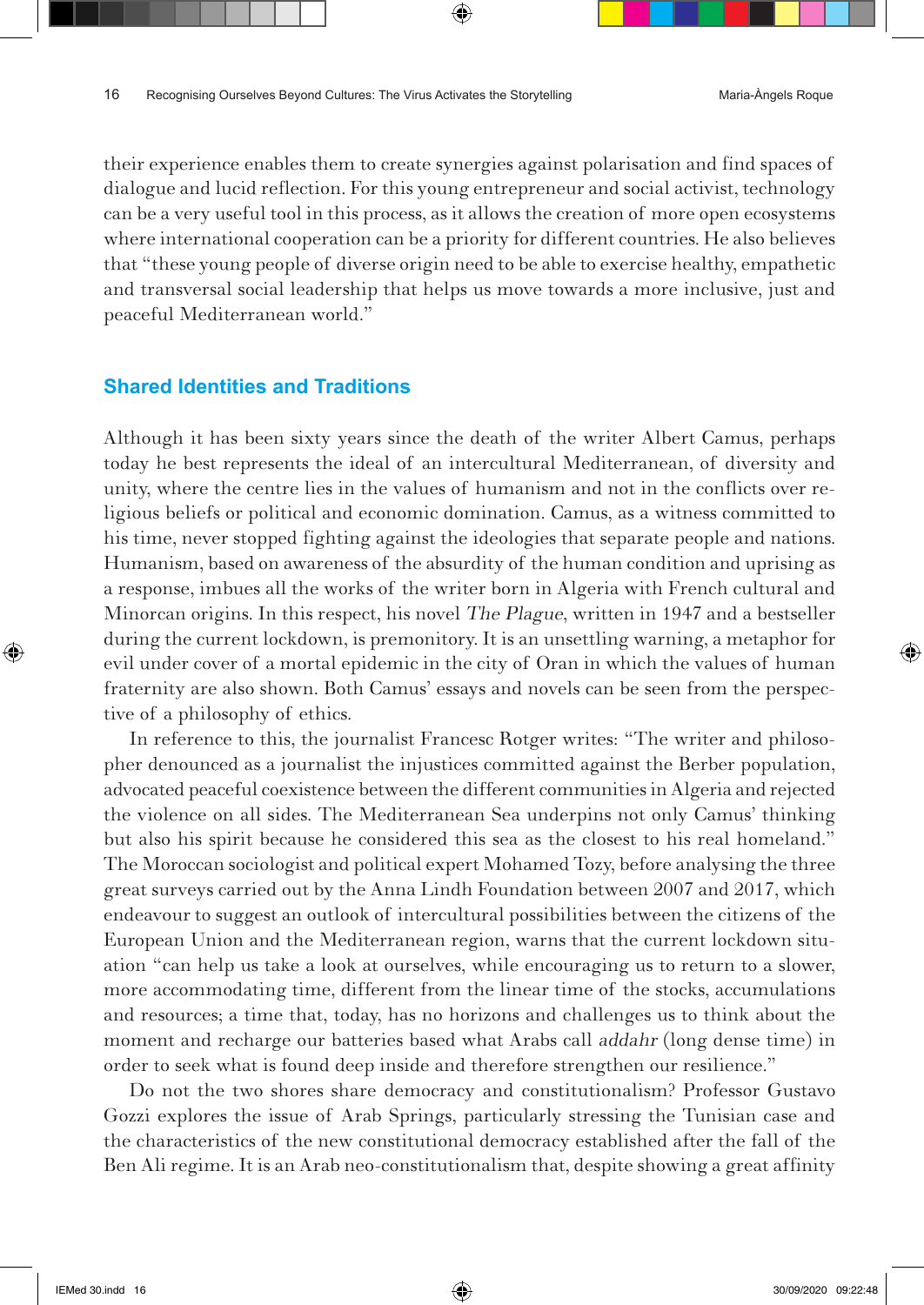their experience enables them to create synergies against polarisation and find spaces of dialogue and lucid reflection. For this young entrepreneur and social activist, technology can be a very useful tool in this process, as it allows the creation of more open ecosystems where international cooperation can be a priority for different countries. He also believes that "these young people of diverse origin need to be able to exercise healthy, empathetic and transversal social leadership that helps us move towards a more inclusive, just and peaceful Mediterranean world."

## Shared Identities and Traditions

Although it has been sixty years since the death of the writer Albert Camus, perhaps today he best represents the ideal of an intercultural Mediterranean, of diversity and unity, where the centre lies in the values of humanism and not in the conflicts over religious beliefs or political and economic domination. Camus, as a witness committed to his time, never stopped fighting against the ideologies that separate people and nations. Humanism, based on awareness of the absurdity of the human condition and uprising as a response, imbues all the works of the writer born in Algeria with French cultural and Minorcan origins. In this respect, his novel *The Plague*, written in 1947 and a bestseller during the current lockdown, is premonitory. It is an unsettling warning, a metaphor for evil under cover of a mortal epidemic in the city of Oran in which the values of human fraternity are also shown. Both Camus' essays and novels can be seen from the perspective of a philosophy of ethics.

In reference to this, the journalist Francesc Rotger writes: "The writer and philosopher denounced as a journalist the injustices committed against the Berber population, advocated peaceful coexistence between the different communities in Algeria and rejected the violence on all sides. The Mediterranean Sea underpins not only Camus' thinking but also his spirit because he considered this sea as the closest to his real homeland." The Moroccan sociologist and political expert Mohamed Tozy, before analysing the three great surveys carried out by the Anna Lindh Foundation between 2007 and 2017, which endeavour to suggest an outlook of intercultural possibilities between the citizens of the European Union and the Mediterranean region, warns that the current lockdown situation "can help us take a look at ourselves, while encouraging us to return to a slower, more accommodating time, different from the linear time of the stocks, accumulations and resources; a time that, today, has no horizons and challenges us to think about the moment and recharge our batteries based what Arabs call *addahr* (long dense time) in order to seek what is found deep inside and therefore strengthen our resilience."

Do not the two shores share democracy and constitutionalism? Professor Gustavo Gozzi explores the issue of Arab Springs, particularly stressing the Tunisian case and the characteristics of the new constitutional democracy established after the fall of the Ben Ali regime. It is an Arab neo-constitutionalism that, despite showing a great affinity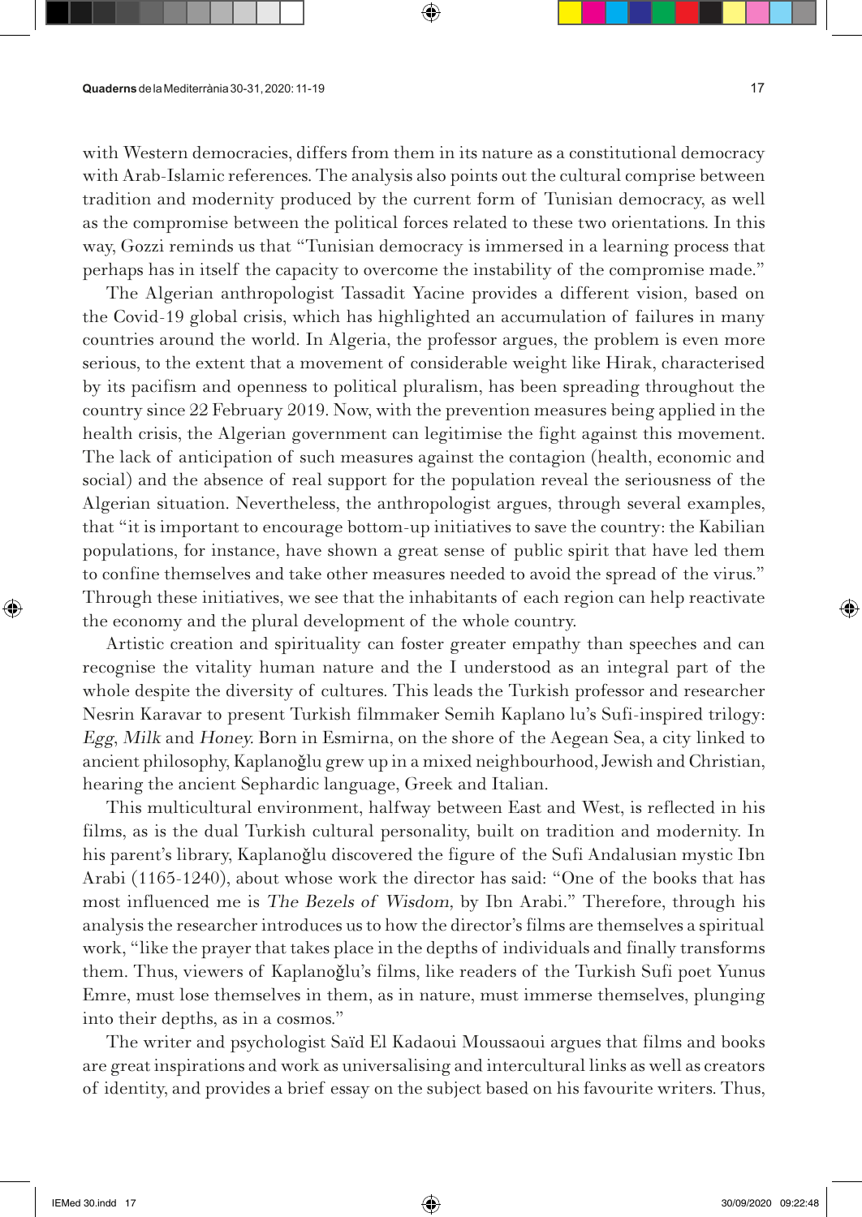with Western democracies, differs from them in its nature as a constitutional democracy with Arab-Islamic references. The analysis also points out the cultural comprise between tradition and modernity produced by the current form of Tunisian democracy, as well as the compromise between the political forces related to these two orientations. In this way, Gozzi reminds us that "Tunisian democracy is immersed in a learning process that perhaps has in itself the capacity to overcome the instability of the compromise made."

The Algerian anthropologist Tassadit Yacine provides a different vision, based on the Covid-19 global crisis, which has highlighted an accumulation of failures in many countries around the world. In Algeria, the professor argues, the problem is even more serious, to the extent that a movement of considerable weight like Hirak, characterised by its pacifism and openness to political pluralism, has been spreading throughout the country since 22 February 2019. Now, with the prevention measures being applied in the health crisis, the Algerian government can legitimise the fight against this movement. The lack of anticipation of such measures against the contagion (health, economic and social) and the absence of real support for the population reveal the seriousness of the Algerian situation. Nevertheless, the anthropologist argues, through several examples, that "it is important to encourage bottom-up initiatives to save the country: the Kabilian populations, for instance, have shown a great sense of public spirit that have led them to confine themselves and take other measures needed to avoid the spread of the virus." Through these initiatives, we see that the inhabitants of each region can help reactivate the economy and the plural development of the whole country.

Artistic creation and spirituality can foster greater empathy than speeches and can recognise the vitality human nature and the I understood as an integral part of the whole despite the diversity of cultures. This leads the Turkish professor and researcher Nesrin Karavar to present Turkish filmmaker Semih Kaplano lu's Sufi-inspired trilogy: *Egg*, *Milk* and *Honey*. Born in Esmirna, on the shore of the Aegean Sea, a city linked to ancient philosophy, Kaplanoğlu grew up in a mixed neighbourhood, Jewish and Christian, hearing the ancient Sephardic language, Greek and Italian.

This multicultural environment, halfway between East and West, is reflected in his films, as is the dual Turkish cultural personality, built on tradition and modernity. In his parent's library, Kaplanoğlu discovered the figure of the Sufi Andalusian mystic Ibn Arabi (1165-1240), about whose work the director has said: "One of the books that has most influenced me is *The Bezels of Wisdom*, by Ibn Arabi." Therefore, through his analysis the researcher introduces us to how the director's films are themselves a spiritual work, "like the prayer that takes place in the depths of individuals and finally transforms them. Thus, viewers of Kaplanoğlu's films, like readers of the Turkish Sufi poet Yunus Emre, must lose themselves in them, as in nature, must immerse themselves, plunging into their depths, as in a cosmos."

The writer and psychologist Saïd El Kadaoui Moussaoui argues that films and books are great inspirations and work as universalising and intercultural links as well as creators of identity, and provides a brief essay on the subject based on his favourite writers. Thus,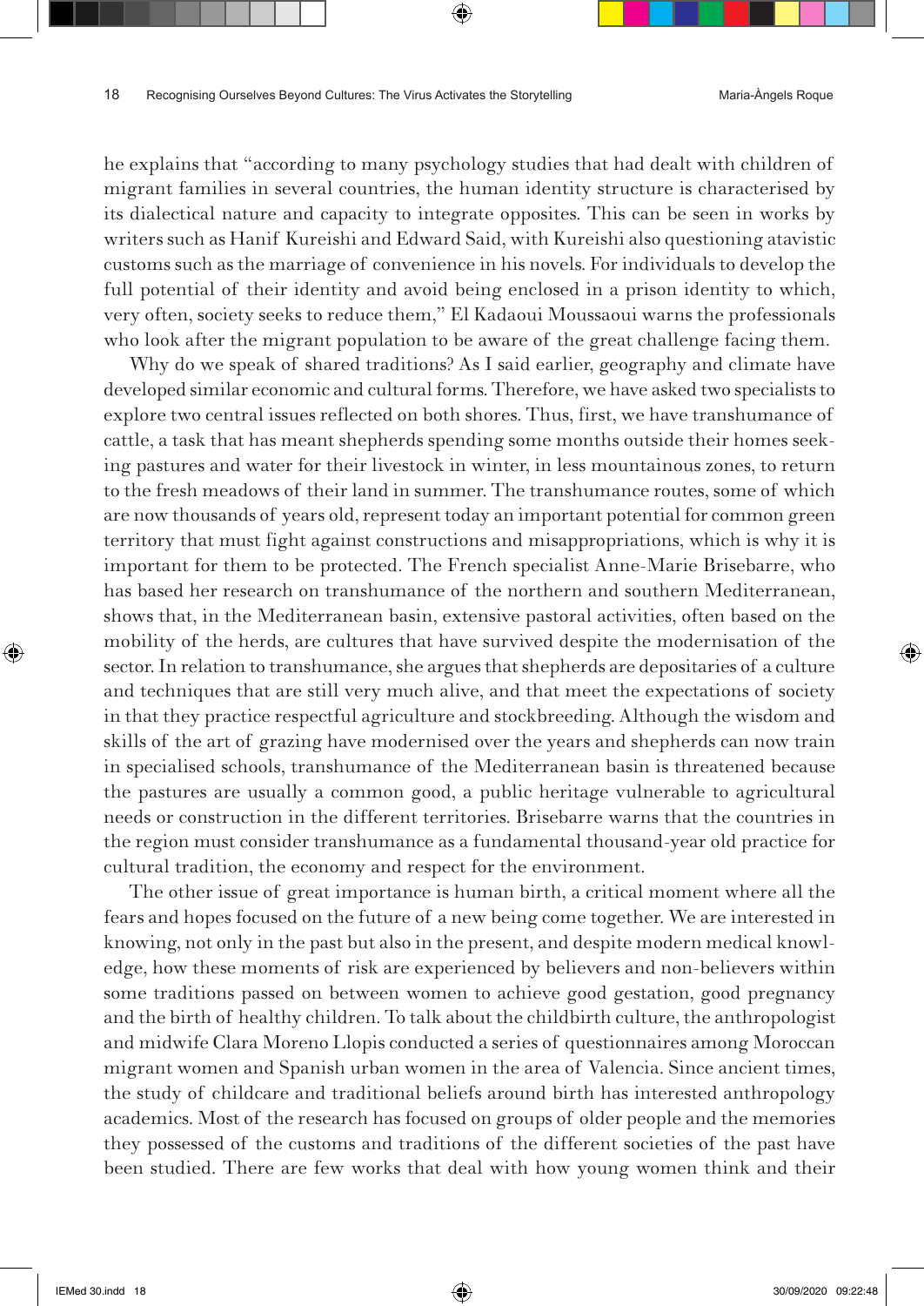he explains that "according to many psychology studies that had dealt with children of migrant families in several countries, the human identity structure is characterised by its dialectical nature and capacity to integrate opposites. This can be seen in works by writers such as Hanif Kureishi and Edward Said, with Kureishi also questioning atavistic customs such as the marriage of convenience in his novels. For individuals to develop the full potential of their identity and avoid being enclosed in a prison identity to which, very often, society seeks to reduce them," El Kadaoui Moussaoui warns the professionals who look after the migrant population to be aware of the great challenge facing them.

Why do we speak of shared traditions? As I said earlier, geography and climate have developed similar economic and cultural forms. Therefore, we have asked two specialists to explore two central issues reflected on both shores. Thus, first, we have transhumance of cattle, a task that has meant shepherds spending some months outside their homes seeking pastures and water for their livestock in winter, in less mountainous zones, to return to the fresh meadows of their land in summer. The transhumance routes, some of which are now thousands of years old, represent today an important potential for common green territory that must fight against constructions and misappropriations, which is why it is important for them to be protected. The French specialist Anne-Marie Brisebarre, who has based her research on transhumance of the northern and southern Mediterranean, shows that, in the Mediterranean basin, extensive pastoral activities, often based on the mobility of the herds, are cultures that have survived despite the modernisation of the sector. In relation to transhumance, she argues that shepherds are depositaries of a culture and techniques that are still very much alive, and that meet the expectations of society in that they practice respectful agriculture and stockbreeding. Although the wisdom and skills of the art of grazing have modernised over the years and shepherds can now train in specialised schools, transhumance of the Mediterranean basin is threatened because the pastures are usually a common good, a public heritage vulnerable to agricultural needs or construction in the different territories. Brisebarre warns that the countries in the region must consider transhumance as a fundamental thousand-year old practice for cultural tradition, the economy and respect for the environment.

The other issue of great importance is human birth, a critical moment where all the fears and hopes focused on the future of a new being come together. We are interested in knowing, not only in the past but also in the present, and despite modern medical knowledge, how these moments of risk are experienced by believers and non-believers within some traditions passed on between women to achieve good gestation, good pregnancy and the birth of healthy children. To talk about the childbirth culture, the anthropologist and midwife Clara Moreno Llopis conducted a series of questionnaires among Moroccan migrant women and Spanish urban women in the area of Valencia. Since ancient times, the study of childcare and traditional beliefs around birth has interested anthropology academics. Most of the research has focused on groups of older people and the memories they possessed of the customs and traditions of the different societies of the past have been studied. There are few works that deal with how young women think and their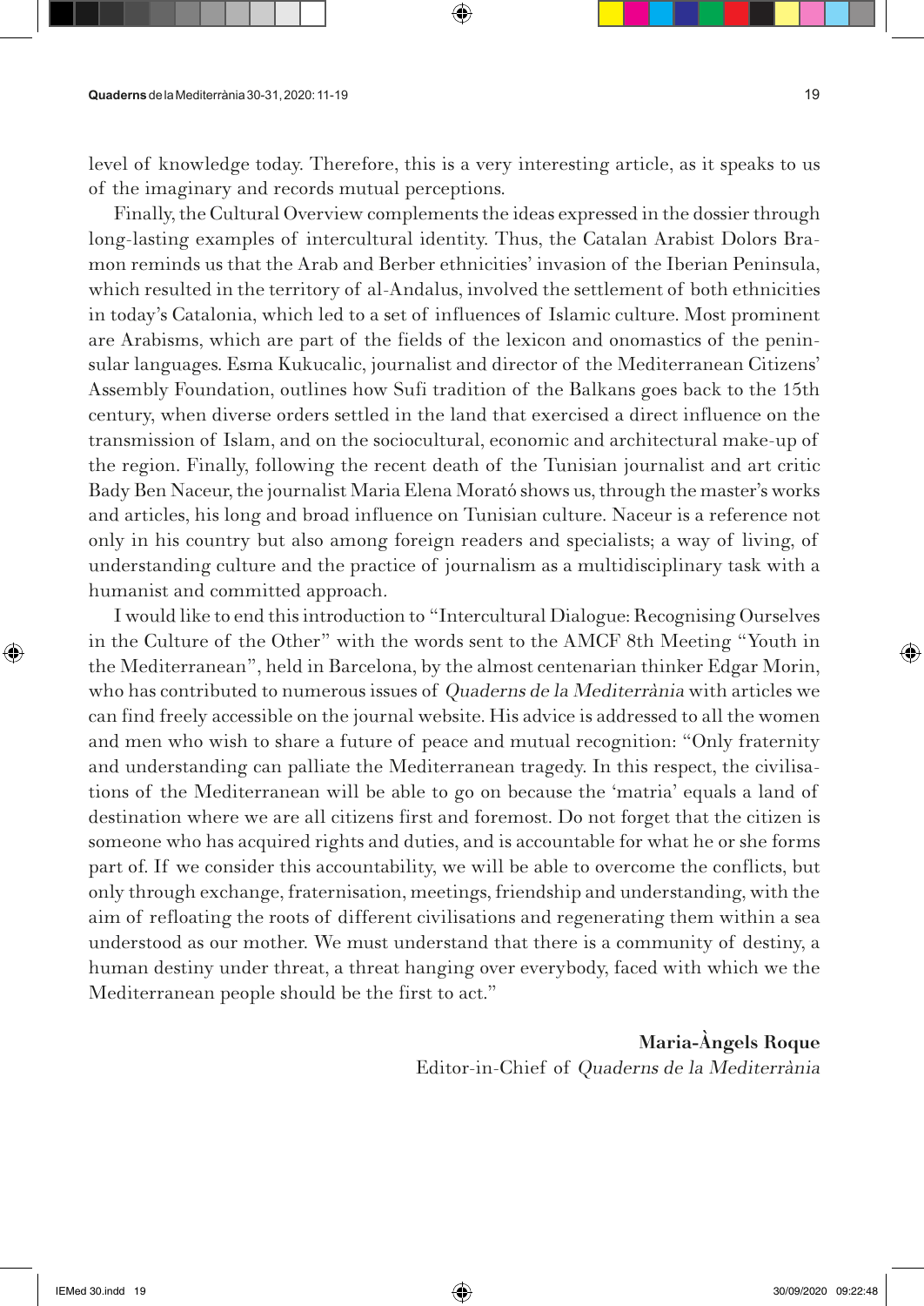level of knowledge today. Therefore, this is a very interesting article, as it speaks to us of the imaginary and records mutual perceptions.

Finally, the Cultural Overview complements the ideas expressed in the dossier through long-lasting examples of intercultural identity. Thus, the Catalan Arabist Dolors Bramon reminds us that the Arab and Berber ethnicities' invasion of the Iberian Peninsula, which resulted in the territory of al-Andalus, involved the settlement of both ethnicities in today's Catalonia, which led to a set of influences of Islamic culture. Most prominent are Arabisms, which are part of the fields of the lexicon and onomastics of the peninsular languages. Esma Kukucalic, journalist and director of the Mediterranean Citizens' Assembly Foundation, outlines how Sufi tradition of the Balkans goes back to the 15th century, when diverse orders settled in the land that exercised a direct influence on the transmission of Islam, and on the sociocultural, economic and architectural make-up of the region. Finally, following the recent death of the Tunisian journalist and art critic Bady Ben Naceur, the journalist Maria Elena Morató shows us, through the master's works and articles, his long and broad influence on Tunisian culture. Naceur is a reference not only in his country but also among foreign readers and specialists; a way of living, of understanding culture and the practice of journalism as a multidisciplinary task with a humanist and committed approach.

I would like to end this introduction to "Intercultural Dialogue: Recognising Ourselves in the Culture of the Other" with the words sent to the AMCF 8th Meeting "Youth in the Mediterranean", held in Barcelona, by the almost centenarian thinker Edgar Morin, who has contributed to numerous issues of *Quaderns de la Mediterrània* with articles we can find freely accessible on the journal website. His advice is addressed to all the women and men who wish to share a future of peace and mutual recognition: "Only fraternity and understanding can palliate the Mediterranean tragedy. In this respect, the civilisations of the Mediterranean will be able to go on because the 'matria' equals a land of destination where we are all citizens first and foremost. Do not forget that the citizen is someone who has acquired rights and duties, and is accountable for what he or she forms part of. If we consider this accountability, we will be able to overcome the conflicts, but only through exchange, fraternisation, meetings, friendship and understanding, with the aim of refloating the roots of different civilisations and regenerating them within a sea understood as our mother. We must understand that there is a community of destiny, a human destiny under threat, a threat hanging over everybody, faced with which we the Mediterranean people should be the first to act."

**Maria-Àngels Roque**
Editor-in-Chief of *Quaderns de la Mediterrània*